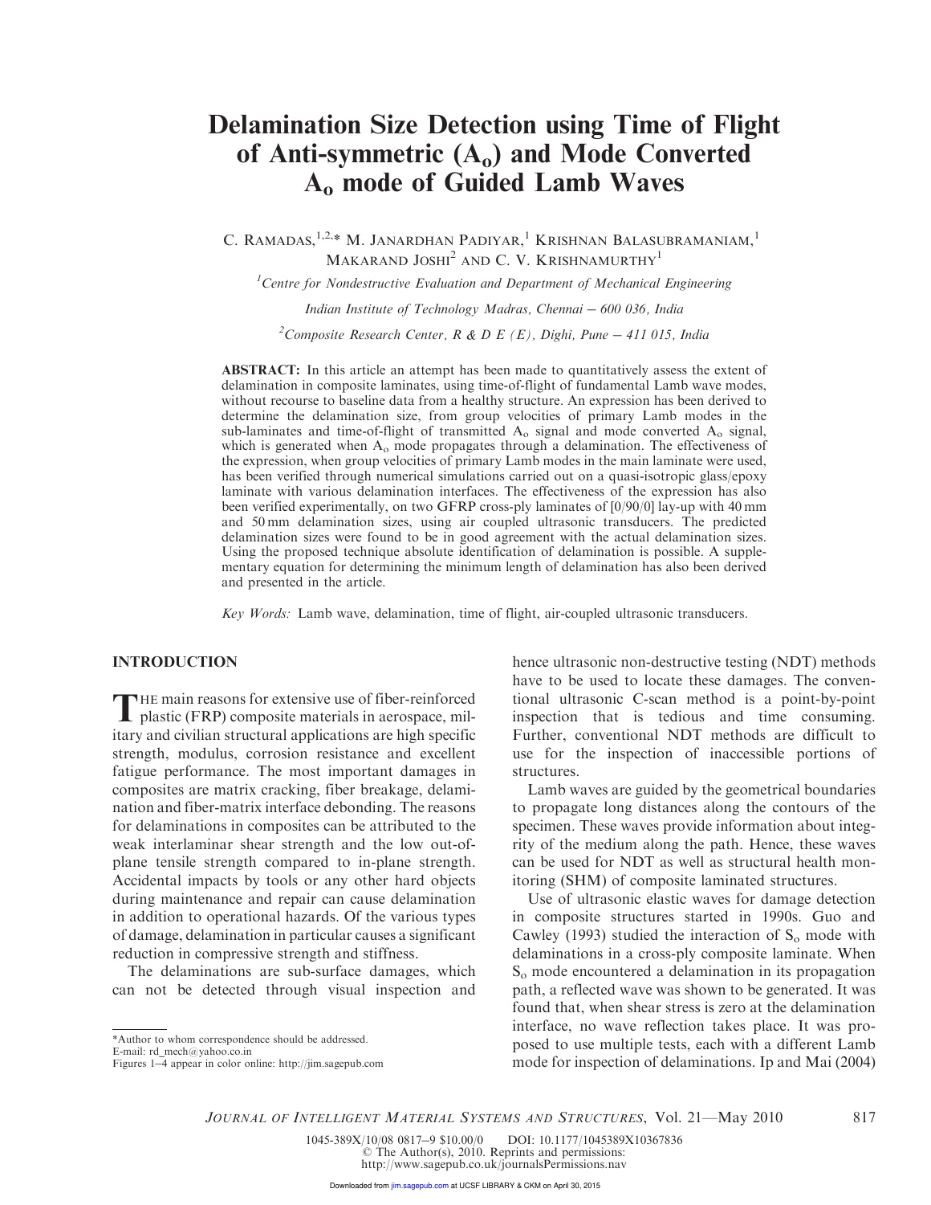# Delamination Size Detection using Time of Flight of Anti-symmetric ($A_o$) and Mode Converted $A_o$ mode of Guided Lamb Waves

C. Ramadas,[1,2,*] M. Janardhan Padiyar,[1] Krishnan Balasubramaniam,[1] Makarand Joshi[2] and C. V. Krishnamurthy[1]

[1]*Centre for Nondestructive Evaluation and Department of Mechanical Engineering Indian Institute of Technology Madras, Chennai – 600 036, India*

[2]*Composite Research Center, R & D E (E), Dighi, Pune – 411 015, India*

**ABSTRACT:** In this article an attempt has been made to quantitatively assess the extent of delamination in composite laminates, using time-of-flight of fundamental Lamb wave modes, without recourse to baseline data from a healthy structure. An expression has been derived to determine the delamination size, from group velocities of primary Lamb modes in the sub-laminates and time-of-flight of transmitted $A_o$ signal and mode converted $A_o$ signal, which is generated when $A_o$ mode propagates through a delamination. The effectiveness of the expression, when group velocities of primary Lamb modes in the main laminate were used, has been verified through numerical simulations carried out on a quasi-isotropic glass/epoxy laminate with various delamination interfaces. The effectiveness of the expression has also been verified experimentally, on two GFRP cross-ply laminates of [0/90/0] lay-up with 40 mm and 50 mm delamination sizes, using air coupled ultrasonic transducers. The predicted delamination sizes were found to be in good agreement with the actual delamination sizes. Using the proposed technique absolute identification of delamination is possible. A supplementary equation for determining the minimum length of delamination has also been derived and presented in the article.

*Key Words:* Lamb wave, delamination, time of flight, air-coupled ultrasonic transducers.

## INTRODUCTION

The main reasons for extensive use of fiber-reinforced plastic (FRP) composite materials in aerospace, military and civilian structural applications are high specific strength, modulus, corrosion resistance and excellent fatigue performance. The most important damages in composites are matrix cracking, fiber breakage, delamination and fiber-matrix interface debonding. The reasons for delaminations in composites can be attributed to the weak interlaminar shear strength and the low out-of-plane tensile strength compared to in-plane strength. Accidental impacts by tools or any other hard objects during maintenance and repair can cause delamination in addition to operational hazards. Of the various types of damage, delamination in particular causes a significant reduction in compressive strength and stiffness.

The delaminations are sub-surface damages, which can not be detected through visual inspection and hence ultrasonic non-destructive testing (NDT) methods have to be used to locate these damages. The conventional ultrasonic C-scan method is a point-by-point inspection that is tedious and time consuming. Further, conventional NDT methods are difficult to use for the inspection of inaccessible portions of structures.

Lamb waves are guided by the geometrical boundaries to propagate long distances along the contours of the specimen. These waves provide information about integrity of the medium along the path. Hence, these waves can be used for NDT as well as structural health monitoring (SHM) of composite laminated structures.

Use of ultrasonic elastic waves for damage detection in composite structures started in 1990s. Guo and Cawley (1993) studied the interaction of $S_o$ mode with delaminations in a cross-ply composite laminate. When $S_o$ mode encountered a delamination in its propagation path, a reflected wave was shown to be generated. It was found that, when shear stress is zero at the delamination interface, no wave reflection takes place. It was proposed to use multiple tests, each with a different Lamb mode for inspection of delaminations. Ip and Mai (2004)

*Author to whom correspondence should be addressed.
E-mail: rd_mech@yahoo.co.in
Figures 1–4 appear in color online: http://jim.sagepub.com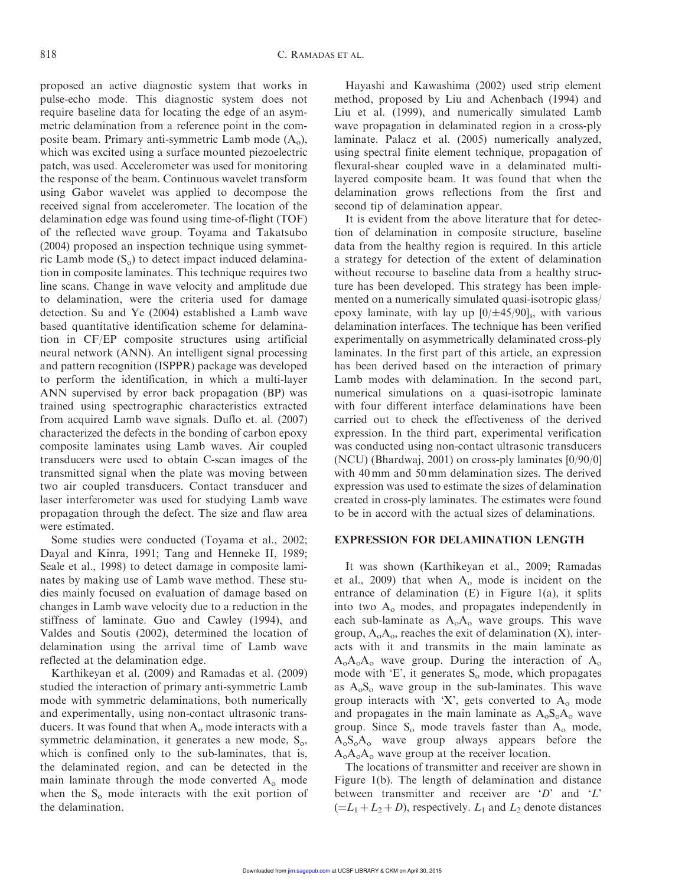proposed an active diagnostic system that works in pulse-echo mode. This diagnostic system does not require baseline data for locating the edge of an asymmetric delamination from a reference point in the composite beam. Primary anti-symmetric Lamb mode ($A_o$), which was excited using a surface mounted piezoelectric patch, was used. Accelerometer was used for monitoring the response of the beam. Continuous wavelet transform using Gabor wavelet was applied to decompose the received signal from accelerometer. The location of the delamination edge was found using time-of-flight (TOF) of the reflected wave group. Toyama and Takatsubo (2004) proposed an inspection technique using symmetric Lamb mode ($S_o$) to detect impact induced delamination in composite laminates. This technique requires two line scans. Change in wave velocity and amplitude due to delamination, were the criteria used for damage detection. Su and Ye (2004) established a Lamb wave based quantitative identification scheme for delamination in CF/EP composite structures using artificial neural network (ANN). An intelligent signal processing and pattern recognition (ISPPR) package was developed to perform the identification, in which a multi-layer ANN supervised by error back propagation (BP) was trained using spectrographic characteristics extracted from acquired Lamb wave signals. Duflo et. al. (2007) characterized the defects in the bonding of carbon epoxy composite laminates using Lamb waves. Air coupled transducers were used to obtain C-scan images of the transmitted signal when the plate was moving between two air coupled transducers. Contact transducer and laser interferometer was used for studying Lamb wave propagation through the defect. The size and flaw area were estimated.

Some studies were conducted (Toyama et al., 2002; Dayal and Kinra, 1991; Tang and Henneke II, 1989; Seale et al., 1998) to detect damage in composite laminates by making use of Lamb wave method. These studies mainly focused on evaluation of damage based on changes in Lamb wave velocity due to a reduction in the stiffness of laminate. Guo and Cawley (1994), and Valdes and Soutis (2002), determined the location of delamination using the arrival time of Lamb wave reflected at the delamination edge.

Karthikeyan et al. (2009) and Ramadas et al. (2009) studied the interaction of primary anti-symmetric Lamb mode with symmetric delaminations, both numerically and experimentally, using non-contact ultrasonic transducers. It was found that when $A_o$ mode interacts with a symmetric delamination, it generates a new mode, $S_o$, which is confined only to the sub-laminates, that is, the delaminated region, and can be detected in the main laminate through the mode converted $A_o$ mode when the $S_o$ mode interacts with the exit portion of the delamination.

Hayashi and Kawashima (2002) used strip element method, proposed by Liu and Achenbach (1994) and Liu et al. (1999), and numerically simulated Lamb wave propagation in delaminated region in a cross-ply laminate. Palacz et al. (2005) numerically analyzed, using spectral finite element technique, propagation of flexural-shear coupled wave in a delaminated multilayered composite beam. It was found that when the delamination grows reflections from the first and second tip of delamination appear.

It is evident from the above literature that for detection of delamination in composite structure, baseline data from the healthy region is required. In this article a strategy for detection of the extent of delamination without recourse to baseline data from a healthy structure has been developed. This strategy has been implemented on a numerically simulated quasi-isotropic glass/epoxy laminate, with lay up $[0/\pm45/90]_s$, with various delamination interfaces. The technique has been verified experimentally on asymmetrically delaminated cross-ply laminates. In the first part of this article, an expression has been derived based on the interaction of primary Lamb modes with delamination. In the second part, numerical simulations on a quasi-isotropic laminate with four different interface delaminations have been carried out to check the effectiveness of the derived expression. In the third part, experimental verification was conducted using non-contact ultrasonic transducers (NCU) (Bhardwaj, 2001) on cross-ply laminates [0/90/0] with 40 mm and 50 mm delamination sizes. The derived expression was used to estimate the sizes of delamination created in cross-ply laminates. The estimates were found to be in accord with the actual sizes of delaminations.

## EXPRESSION FOR DELAMINATION LENGTH

It was shown (Karthikeyan et al., 2009; Ramadas et al., 2009) that when $A_o$ mode is incident on the entrance of delamination (E) in Figure 1(a), it splits into two $A_o$ modes, and propagates independently in each sub-laminate as $A_oA_o$ wave groups. This wave group, $A_oA_o$, reaches the exit of delamination (X), interacts with it and transmits in the main laminate as $A_oA_oA_o$ wave group. During the interaction of $A_o$ mode with 'E', it generates $S_o$ mode, which propagates as $A_oS_o$ wave group in the sub-laminates. This wave group interacts with 'X', gets converted to $A_o$ mode and propagates in the main laminate as $A_oS_oA_o$ wave group. Since $S_o$ mode travels faster than $A_o$ mode, $A_oS_oA_o$ wave group always appears before the $A_oA_oA_o$ wave group at the receiver location.

The locations of transmitter and receiver are shown in Figure 1(b). The length of delamination and distance between transmitter and receiver are '$D$' and '$L$' ($=L_1+L_2+D$), respectively. $L_1$ and $L_2$ denote distances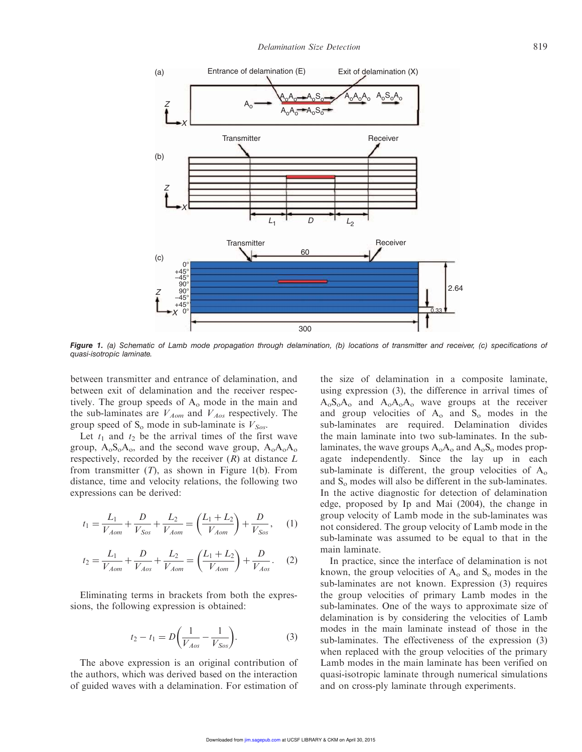(a)

Entrance of delamination (E)

Exit of delamination (X)

$A_o$

$A_oA_o$ $A_oS_o$

$A_oA_o$ $A_oS_o$

$A_oA_oA_o$ $A_oS_oA_o$

Z

X

(b)

Transmitter

Receiver

$L_1$

$D$

$L_2$

(c)

Transmitter

60

Receiver

0°
+45°
−45°
90°
90°
−45°
+45°
0°

2.64

0.33

300

*Figure 1. (a) Schematic of Lamb mode propagation through delamination, (b) locations of transmitter and receiver, (c) specifications of quasi-isotropic laminate.*

between transmitter and entrance of delamination, and between exit of delamination and the receiver respectively. The group speeds of $A_o$ mode in the main and the sub-laminates are $V_{Aom}$ and $V_{Aos}$ respectively. The group speed of $S_o$ mode in sub-laminate is $V_{Sos}$.

Let $t_1$ and $t_2$ be the arrival times of the first wave group, $A_oS_oA_o$, and the second wave group, $A_oA_oA_o$ respectively, recorded by the receiver ($R$) at distance $L$ from transmitter ($T$), as shown in Figure 1(b). From distance, time and velocity relations, the following two expressions can be derived:

$$t_1 = \frac{L_1}{V_{Aom}} + \frac{D}{V_{Sos}} + \frac{L_2}{V_{Aom}} = \left(\frac{L_1 + L_2}{V_{Aom}}\right) + \frac{D}{V_{Sos}}, \quad (1)$$

$$t_2 = \frac{L_1}{V_{Aom}} + \frac{D}{V_{Aos}} + \frac{L_2}{V_{Aom}} = \left(\frac{L_1 + L_2}{V_{Aom}}\right) + \frac{D}{V_{Aos}}. \quad (2)$$

Eliminating terms in brackets from both the expressions, the following expression is obtained:

$$t_2 - t_1 = D\left(\frac{1}{V_{Aos}} - \frac{1}{V_{Sos}}\right). \quad (3)$$

The above expression is an original contribution of the authors, which was derived based on the interaction of guided waves with a delamination. For estimation of the size of delamination in a composite laminate, using expression (3), the difference in arrival times of $A_oS_oA_o$ and $A_oA_oA_o$ wave groups at the receiver and group velocities of $A_o$ and $S_o$ modes in the sub-laminates are required. Delamination divides the main laminate into two sub-laminates. In the sub-laminates, the wave groups $A_oA_o$ and $A_oS_o$ modes propagate independently. Since the lay up in each sub-laminate is different, the group velocities of $A_o$ and $S_o$ modes will also be different in the sub-laminates. In the active diagnostic for detection of delamination edge, proposed by Ip and Mai (2004), the change in group velocity of Lamb mode in the sub-laminates was not considered. The group velocity of Lamb mode in the sub-laminate was assumed to be equal to that in the main laminate.

In practice, since the interface of delamination is not known, the group velocities of $A_o$ and $S_o$ modes in the sub-laminates are not known. Expression (3) requires the group velocities of primary Lamb modes in the sub-laminates. One of the ways to approximate size of delamination is by considering the velocities of Lamb modes in the main laminate instead of those in the sub-laminates. The effectiveness of the expression (3) when replaced with the group velocities of the primary Lamb modes in the main laminate has been verified on quasi-isotropic laminate through numerical simulations and on cross-ply laminate through experiments.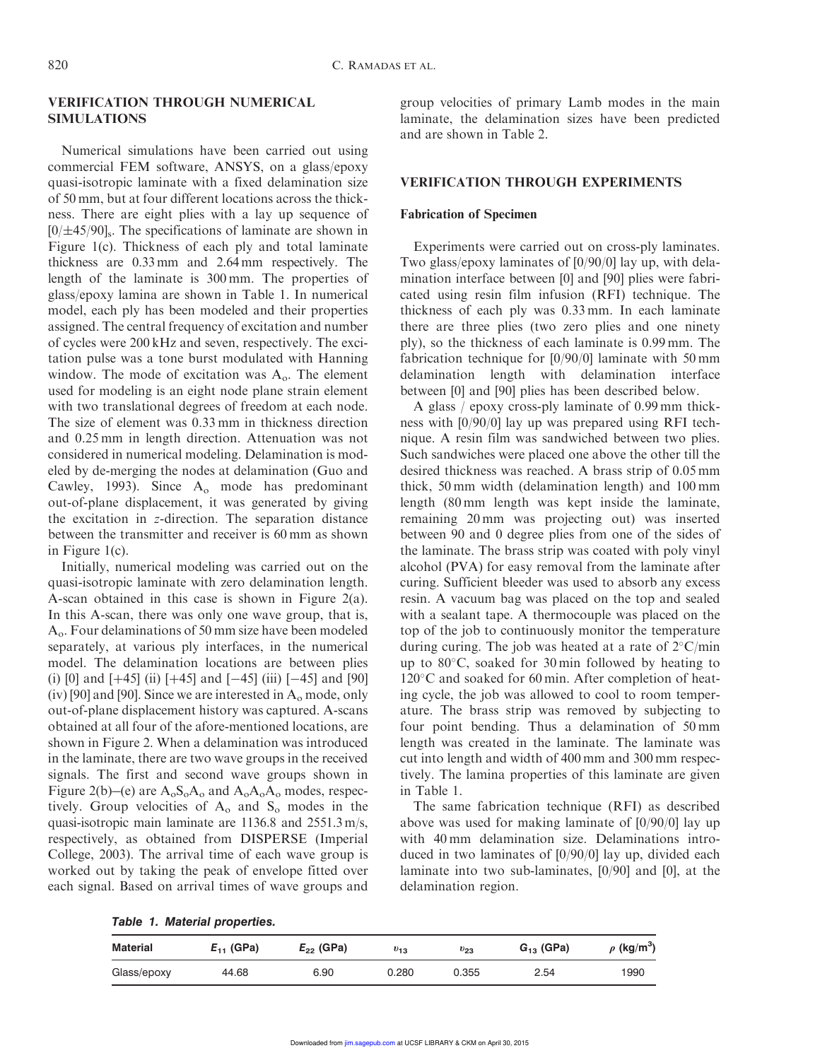## VERIFICATION THROUGH NUMERICAL SIMULATIONS

Numerical simulations have been carried out using commercial FEM software, ANSYS, on a glass/epoxy quasi-isotropic laminate with a fixed delamination size of 50 mm, but at four different locations across the thickness. There are eight plies with a lay up sequence of $[0/\pm 45/90]_s$. The specifications of laminate are shown in Figure 1(c). Thickness of each ply and total laminate thickness are 0.33 mm and 2.64 mm respectively. The length of the laminate is 300 mm. The properties of glass/epoxy lamina are shown in Table 1. In numerical model, each ply has been modeled and their properties assigned. The central frequency of excitation and number of cycles were 200 kHz and seven, respectively. The excitation pulse was a tone burst modulated with Hanning window. The mode of excitation was $A_o$. The element used for modeling is an eight node plane strain element with two translational degrees of freedom at each node. The size of element was 0.33 mm in thickness direction and 0.25 mm in length direction. Attenuation was not considered in numerical modeling. Delamination is modeled by de-merging the nodes at delamination (Guo and Cawley, 1993). Since $A_o$ mode has predominant out-of-plane displacement, it was generated by giving the excitation in *z*-direction. The separation distance between the transmitter and receiver is 60 mm as shown in Figure 1(c).

Initially, numerical modeling was carried out on the quasi-isotropic laminate with zero delamination length. A-scan obtained in this case is shown in Figure 2(a). In this A-scan, there was only one wave group, that is, $A_o$. Four delaminations of 50 mm size have been modeled separately, at various ply interfaces, in the numerical model. The delamination locations are between plies (i) [0] and [+45] (ii) [+45] and [−45] (iii) [−45] and [90] (iv) [90] and [90]. Since we are interested in $A_o$ mode, only out-of-plane displacement history was captured. A-scans obtained at all four of the afore-mentioned locations, are shown in Figure 2. When a delamination was introduced in the laminate, there are two wave groups in the received signals. The first and second wave groups shown in Figure 2(b)–(e) are $A_oS_oA_o$ and $A_oA_oA_o$ modes, respectively. Group velocities of $A_o$ and $S_o$ modes in the quasi-isotropic main laminate are 1136.8 and 2551.3 m/s, respectively, as obtained from DISPERSE (Imperial College, 2003). The arrival time of each wave group is worked out by taking the peak of envelope fitted over each signal. Based on arrival times of wave groups and group velocities of primary Lamb modes in the main laminate, the delamination sizes have been predicted and are shown in Table 2.

## VERIFICATION THROUGH EXPERIMENTS

### Fabrication of Specimen

Experiments were carried out on cross-ply laminates. Two glass/epoxy laminates of [0/90/0] lay up, with delamination interface between [0] and [90] plies were fabricated using resin film infusion (RFI) technique. The thickness of each ply was 0.33 mm. In each laminate there are three plies (two zero plies and one ninety ply), so the thickness of each laminate is 0.99 mm. The fabrication technique for [0/90/0] laminate with 50 mm delamination length with delamination interface between [0] and [90] plies has been described below.

A glass / epoxy cross-ply laminate of 0.99 mm thickness with [0/90/0] lay up was prepared using RFI technique. A resin film was sandwiched between two plies. Such sandwiches were placed one above the other till the desired thickness was reached. A brass strip of 0.05 mm thick, 50 mm width (delamination length) and 100 mm length (80 mm length was kept inside the laminate, remaining 20 mm was projecting out) was inserted between 90 and 0 degree plies from one of the sides of the laminate. The brass strip was coated with poly vinyl alcohol (PVA) for easy removal from the laminate after curing. Sufficient bleeder was used to absorb any excess resin. A vacuum bag was placed on the top and sealed with a sealant tape. A thermocouple was placed on the top of the job to continuously monitor the temperature during curing. The job was heated at a rate of 2°C/min up to 80°C, soaked for 30 min followed by heating to 120°C and soaked for 60 min. After completion of heating cycle, the job was allowed to cool to room temperature. The brass strip was removed by subjecting to four point bending. Thus a delamination of 50 mm length was created in the laminate. The laminate was cut into length and width of 400 mm and 300 mm respectively. The lamina properties of this laminate are given in Table 1.

The same fabrication technique (RFI) as described above was used for making laminate of [0/90/0] lay up with 40 mm delamination size. Delaminations introduced in two laminates of [0/90/0] lay up, divided each laminate into two sub-laminates, [0/90] and [0], at the delamination region.

**Table 1. Material properties.**

| Material | $E_{11}$ (GPa) | $E_{22}$ (GPa) | $\upsilon_{13}$ | $\upsilon_{23}$ | $G_{13}$ (GPa) | $\rho$ (kg/m$^3$) |
|---|---|---|---|---|---|---|
| Glass/epoxy | 44.68 | 6.90 | 0.280 | 0.355 | 2.54 | 1990 |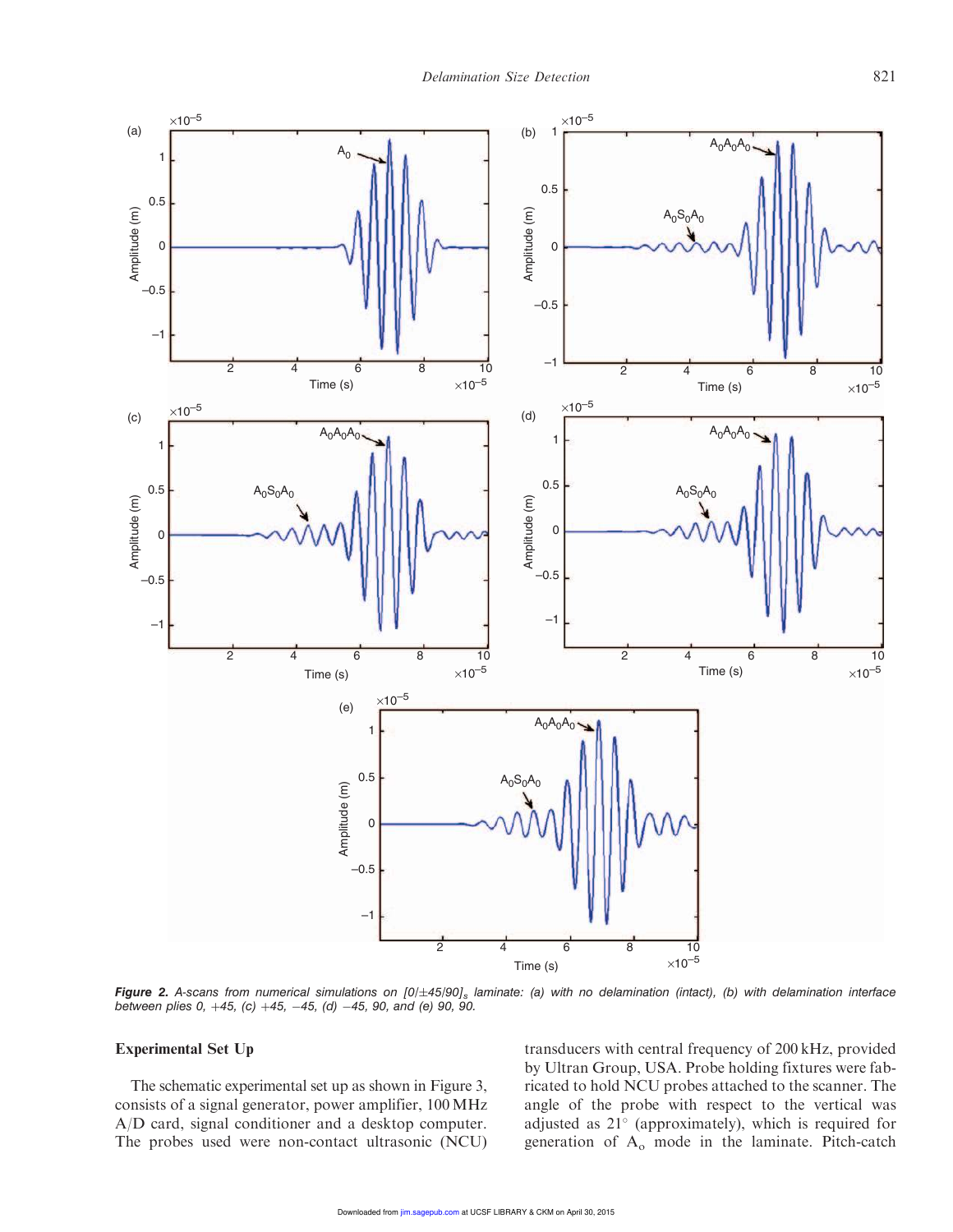(a)

×10−5

A0

1

0.5

0

−0.5

−1

Amplitude (m)

2 4 6 8 10

Time (s)

×10−5

(b)

×10−5

A0A0A0

A0S0A0

1

0.5

0

−0.5

−1

Amplitude (m)

2 4 6 8 10

Time (s)

×10−5

(c)

×10−5

A0A0A0

A0S0A0

1

0.5

0

−0.5

−1

Amplitude (m)

2 4 6 8 10

Time (s)

×10−5

(d)

×10−5

A0A0A0

A0S0A0

1

0.5

0

−0.5

−1

Amplitude (m)

2 4 6 8 10

Time (s)

×10−5

(e)

×10−5

A0A0A0

A0S0A0

1

0.5

0

−0.5

−1

Amplitude (m)

2 4 6 8 10

Time (s)

×10−5

***Figure 2.*** *A-scans from numerical simulations on $[0/\pm45/90]_s$ laminate: (a) with no delamination (intact), (b) with delamination interface between plies 0, +45, (c) +45, −45, (d) −45, 90, and (e) 90, 90.*

## Experimental Set Up

The schematic experimental set up as shown in Figure 3, consists of a signal generator, power amplifier, 100 MHz A/D card, signal conditioner and a desktop computer. The probes used were non-contact ultrasonic (NCU) transducers with central frequency of 200 kHz, provided by Ultran Group, USA. Probe holding fixtures were fabricated to hold NCU probes attached to the scanner. The angle of the probe with respect to the vertical was adjusted as 21° (approximately), which is required for generation of $A_o$ mode in the laminate. Pitch-catch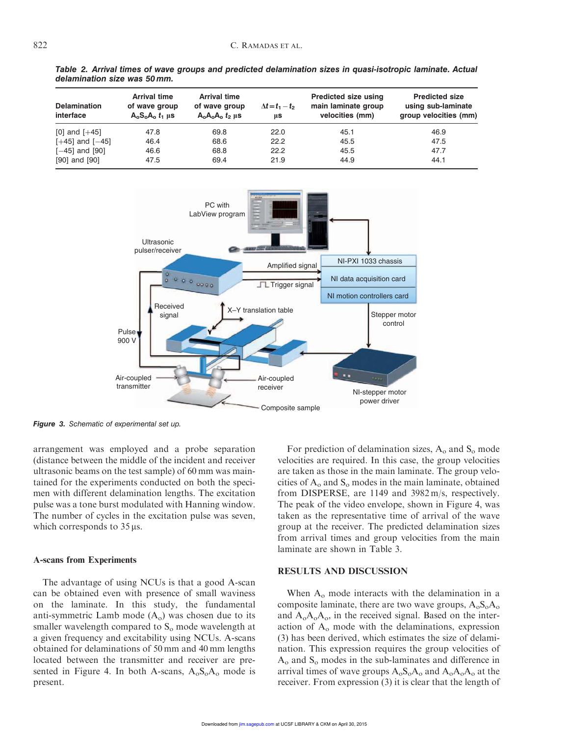*Table 2. Arrival times of wave groups and predicted delamination sizes in quasi-isotropic laminate. Actual delamination size was 50 mm.*

| Delamination interface | Arrival time of wave group $A_oS_oA_o$ $t_1$ μs | Arrival time of wave group $A_oA_oA_o$ $t_2$ μs | $\Delta t = t_1 - t_2$ μs | Predicted size using main laminate group velocities (mm) | Predicted size using sub-laminate group velocities (mm) |
|---|---|---|---|---|---|
| [0] and [+45] | 47.8 | 69.8 | 22.0 | 45.1 | 46.9 |
| [+45] and [−45] | 46.4 | 68.6 | 22.2 | 45.5 | 47.5 |
| [−45] and [90] | 46.6 | 68.8 | 22.2 | 45.5 | 47.7 |
| [90] and [90] | 47.5 | 69.4 | 21.9 | 44.9 | 44.1 |

PC with LabView program
Ultrasonic pulser/receiver
Amplified signal
Trigger signal
NI-PXI 1033 chassis
NI data acquisition card
NI motion controllers card
Received signal
X–Y translation table
Stepper motor control
Pulse 900 V
Air-coupled transmitter
Air-coupled receiver
NI-stepper motor power driver
Composite sample

***Figure 3.*** *Schematic of experimental set up.*

arrangement was employed and a probe separation (distance between the middle of the incident and receiver ultrasonic beams on the test sample) of 60 mm was maintained for the experiments conducted on both the specimen with different delamination lengths. The excitation pulse was a tone burst modulated with Hanning window. The number of cycles in the excitation pulse was seven, which corresponds to 35 μs.

### A-scans from Experiments

The advantage of using NCUs is that a good A-scan can be obtained even with presence of small waviness on the laminate. In this study, the fundamental anti-symmetric Lamb mode ($A_o$) was chosen due to its smaller wavelength compared to $S_o$ mode wavelength at a given frequency and excitability using NCUs. A-scans obtained for delaminations of 50 mm and 40 mm lengths located between the transmitter and receiver are presented in Figure 4. In both A-scans, $A_oS_oA_o$ mode is present.

For prediction of delamination sizes, $A_o$ and $S_o$ mode velocities are required. In this case, the group velocities are taken as those in the main laminate. The group velocities of $A_o$ and $S_o$ modes in the main laminate, obtained from DISPERSE, are 1149 and 3982 m/s, respectively. The peak of the video envelope, shown in Figure 4, was taken as the representative time of arrival of the wave group at the receiver. The predicted delamination sizes from arrival times and group velocities from the main laminate are shown in Table 3.

## RESULTS AND DISCUSSION

When $A_o$ mode interacts with the delamination in a composite laminate, there are two wave groups, $A_oS_oA_o$ and $A_oA_oA_o$, in the received signal. Based on the interaction of $A_o$ mode with the delaminations, expression (3) has been derived, which estimates the size of delamination. This expression requires the group velocities of $A_o$ and $S_o$ modes in the sub-laminates and difference in arrival times of wave groups $A_oS_oA_o$ and $A_oA_oA_o$ at the receiver. From expression (3) it is clear that the length of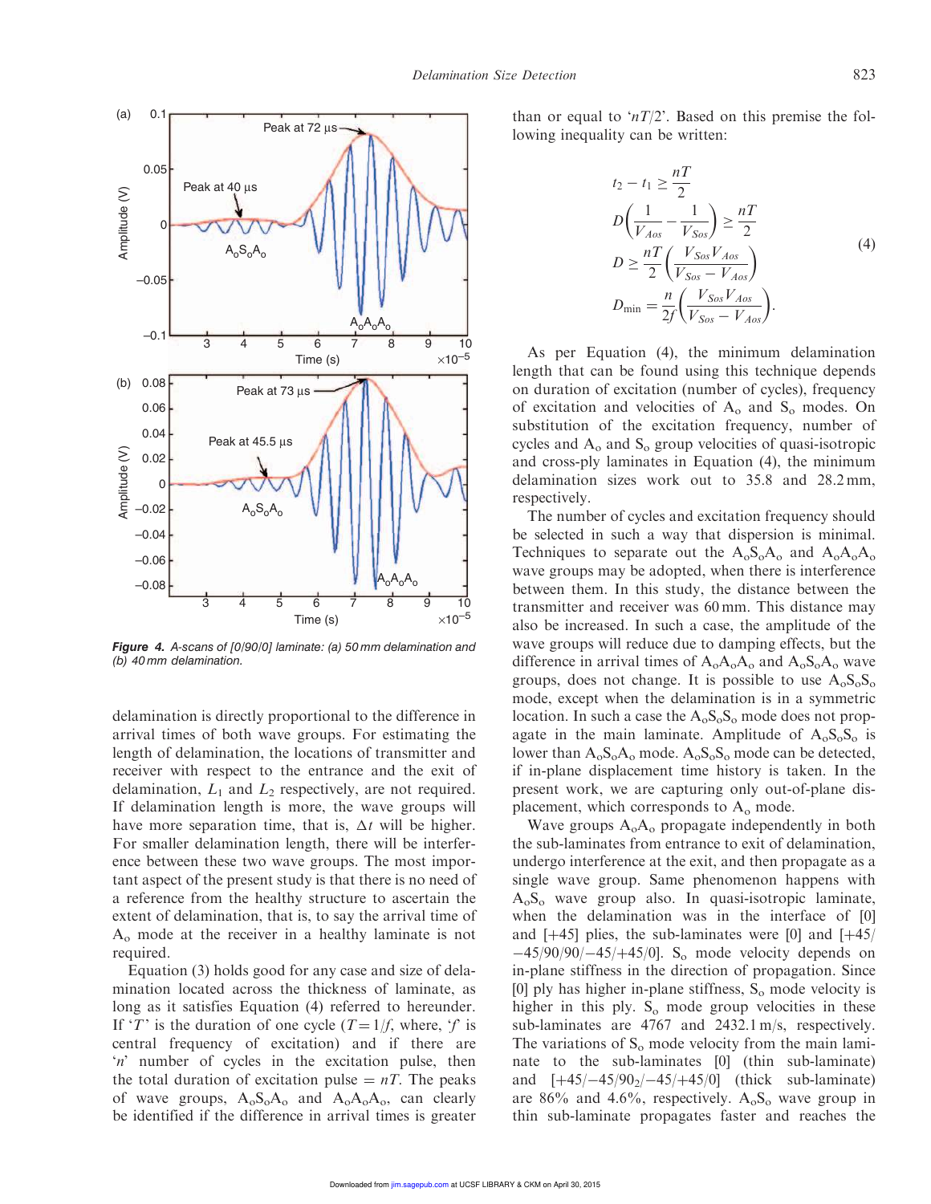(a)

0.1

0.05

0

−0.05

−0.1

Amplitude (V)

Peak at 72 µs

Peak at 40 µs

$A_oS_oA_o$

$A_oA_oA_o$

3 4 5 6 7 8 9 10

Time (s) $\times10^{-5}$

(b)

0.08

0.06

0.04

0.02

0

−0.02

−0.04

−0.06

−0.08

Amplitude (V)

Peak at 73 µs

Peak at 45.5 µs

$A_oS_oA_o$

$A_oA_oA_o$

3 4 5 6 7 8 9 10

Time (s) $\times10^{-5}$

***Figure 4.*** *A-scans of [0/90/0] laminate: (a) 50 mm delamination and (b) 40 mm delamination.*

delamination is directly proportional to the difference in arrival times of both wave groups. For estimating the length of delamination, the locations of transmitter and receiver with respect to the entrance and the exit of delamination, $L_1$ and $L_2$ respectively, are not required. If delamination length is more, the wave groups will have more separation time, that is, $\Delta t$ will be higher. For smaller delamination length, there will be interference between these two wave groups. The most important aspect of the present study is that there is no need of a reference from the healthy structure to ascertain the extent of delamination, that is, to say the arrival time of $A_o$ mode at the receiver in a healthy laminate is not required.

Equation (3) holds good for any case and size of delamination located across the thickness of laminate, as long as it satisfies Equation (4) referred to hereunder. If '$T$' is the duration of one cycle ($T = 1/f$, where, '$f$' is central frequency of excitation) and if there are '$n$' number of cycles in the excitation pulse, then the total duration of excitation pulse = $nT$. The peaks of wave groups, $A_oS_oA_o$ and $A_oA_oA_o$, can clearly be identified if the difference in arrival times is greater than or equal to '$nT/2$'. Based on this premise the following inequality can be written:

$$
\begin{aligned}
t_2 - t_1 &\geq \frac{nT}{2} \\
D\left(\frac{1}{V_{Aos}} - \frac{1}{V_{Sos}}\right) &\geq \frac{nT}{2} \\
D &\geq \frac{nT}{2}\left(\frac{V_{Sos}V_{Aos}}{V_{Sos} - V_{Aos}}\right) \\
D_{\min} &= \frac{n}{2f}\left(\frac{V_{Sos}V_{Aos}}{V_{Sos} - V_{Aos}}\right).
\end{aligned}
\tag{4}
$$

As per Equation (4), the minimum delamination length that can be found using this technique depends on duration of excitation (number of cycles), frequency of excitation and velocities of $A_o$ and $S_o$ modes. On substitution of the excitation frequency, number of cycles and $A_o$ and $S_o$ group velocities of quasi-isotropic and cross-ply laminates in Equation (4), the minimum delamination sizes work out to 35.8 and 28.2 mm, respectively.

The number of cycles and excitation frequency should be selected in such a way that dispersion is minimal. Techniques to separate out the $A_oS_oA_o$ and $A_oA_oA_o$ wave groups may be adopted, when there is interference between them. In this study, the distance between the transmitter and receiver was 60 mm. This distance may also be increased. In such a case, the amplitude of the wave groups will reduce due to damping effects, but the difference in arrival times of $A_oA_oA_o$ and $A_oS_oA_o$ wave groups, does not change. It is possible to use $A_oS_oS_o$ mode, except when the delamination is in a symmetric location. In such a case the $A_oS_oS_o$ mode does not propagate in the main laminate. Amplitude of $A_oS_oS_o$ is lower than $A_oS_oA_o$ mode. $A_oS_oS_o$ mode can be detected, if in-plane displacement time history is taken. In the present work, we are capturing only out-of-plane displacement, which corresponds to $A_o$ mode.

Wave groups $A_oA_o$ propagate independently in both the sub-laminates from entrance to exit of delamination, undergo interference at the exit, and then propagate as a single wave group. Same phenomenon happens with $A_oS_o$ wave group also. In quasi-isotropic laminate, when the delamination was in the interface of [0] and [+45] plies, the sub-laminates were [0] and [+45/−45/90/90/−45/+45/0]. $S_o$ mode velocity depends on in-plane stiffness in the direction of propagation. Since [0] ply has higher in-plane stiffness, $S_o$ mode velocity is higher in this ply. $S_o$ mode group velocities in these sub-laminates are 4767 and 2432.1 m/s, respectively. The variations of $S_o$ mode velocity from the main laminate to the sub-laminates [0] (thin sub-laminate) and [+45/−45/90$_2$/−45/+45/0] (thick sub-laminate) are 86% and 4.6%, respectively. $A_oS_o$ wave group in thin sub-laminate propagates faster and reaches the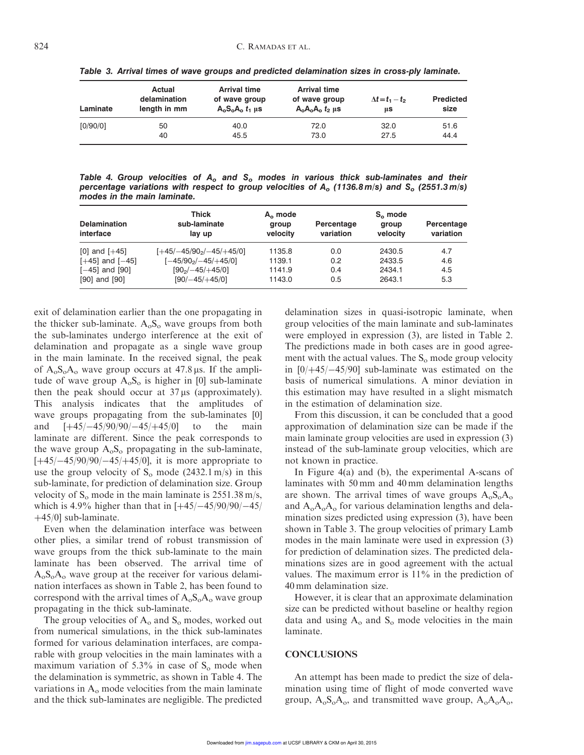*Table 3. Arrival times of wave groups and predicted delamination sizes in cross-ply laminate.*

| Laminate | Actual delamination length in mm | Arrival time of wave group $A_oS_oA_o$ $t_1$ μs | Arrival time of wave group $A_oA_oA_o$ $t_2$ μs | $\Delta t = t_1 - t_2$ μs | Predicted size |
|---|---|---|---|---|---|
| [0/90/0] | 50 | 40.0 | 72.0 | 32.0 | 51.6 |
| | 40 | 45.5 | 73.0 | 27.5 | 44.4 |

*Table 4. Group velocities of $A_o$ and $S_o$ modes in various thick sub-laminates and their percentage variations with respect to group velocities of $A_o$ (1136.8 m/s) and $S_o$ (2551.3 m/s) modes in the main laminate.*

| Delamination interface | Thick sub-laminate lay up | $A_o$ mode group velocity | Percentage variation | $S_o$ mode group velocity | Percentage variation |
|---|---|---|---|---|---|
| [0] and [+45] | [+45/−45/90$_2$/−45/+45/0] | 1135.8 | 0.0 | 2430.5 | 4.7 |
| [+45] and [−45] | [−45/90$_2$/−45/+45/0] | 1139.1 | 0.2 | 2433.5 | 4.6 |
| [−45] and [90] | [90$_2$/−45/+45/0] | 1141.9 | 0.4 | 2434.1 | 4.5 |
| [90] and [90] | [90/−45/+45/0] | 1143.0 | 0.5 | 2643.1 | 5.3 |

exit of delamination earlier than the one propagating in the thicker sub-laminate. $A_oS_o$ wave groups from both the sub-laminates undergo interference at the exit of delamination and propagate as a single wave group in the main laminate. In the received signal, the peak of $A_oS_oA_o$ wave group occurs at 47.8 μs. If the amplitude of wave group $A_oS_o$ is higher in [0] sub-laminate then the peak should occur at 37 μs (approximately). This analysis indicates that the amplitudes of wave groups propagating from the sub-laminates [0] and [+45/−45/90/90/−45/+45/0] to the main laminate are different. Since the peak corresponds to the wave group $A_oS_o$ propagating in the sub-laminate, [+45/−45/90/90/−45/+45/0], it is more appropriate to use the group velocity of $S_o$ mode (2432.1 m/s) in this sub-laminate, for prediction of delamination size. Group velocity of $S_o$ mode in the main laminate is 2551.38 m/s, which is 4.9% higher than that in [+45/−45/90/90/−45/+45/0] sub-laminate.

Even when the delamination interface was between other plies, a similar trend of robust transmission of wave groups from the thick sub-laminate to the main laminate has been observed. The arrival time of $A_oS_oA_o$ wave group at the receiver for various delamination interfaces as shown in Table 2, has been found to correspond with the arrival times of $A_oS_oA_o$ wave group propagating in the thick sub-laminate.

The group velocities of $A_o$ and $S_o$ modes, worked out from numerical simulations, in the thick sub-laminates formed for various delamination interfaces, are comparable with group velocities in the main laminates with a maximum variation of 5.3% in case of $S_o$ mode when the delamination is symmetric, as shown in Table 4. The variations in $A_o$ mode velocities from the main laminate and the thick sub-laminates are negligible. The predicted delamination sizes in quasi-isotropic laminate, when group velocities of the main laminate and sub-laminates were employed in expression (3), are listed in Table 2. The predictions made in both cases are in good agreement with the actual values. The $S_o$ mode group velocity in [0/+45/−45/90] sub-laminate was estimated on the basis of numerical simulations. A minor deviation in this estimation may have resulted in a slight mismatch in the estimation of delamination size.

From this discussion, it can be concluded that a good approximation of delamination size can be made if the main laminate group velocities are used in expression (3) instead of the sub-laminate group velocities, which are not known in practice.

In Figure 4(a) and (b), the experimental A-scans of laminates with 50 mm and 40 mm delamination lengths are shown. The arrival times of wave groups $A_oS_oA_o$ and $A_oA_oA_o$ for various delamination lengths and delamination sizes predicted using expression (3), have been shown in Table 3. The group velocities of primary Lamb modes in the main laminate were used in expression (3) for prediction of delamination sizes. The predicted delaminations sizes are in good agreement with the actual values. The maximum error is 11% in the prediction of 40 mm delamination size.

However, it is clear that an approximate delamination size can be predicted without baseline or healthy region data and using $A_o$ and $S_o$ mode velocities in the main laminate.

## CONCLUSIONS

An attempt has been made to predict the size of delamination using time of flight of mode converted wave group, $A_oS_oA_o$, and transmitted wave group, $A_oA_oA_o$,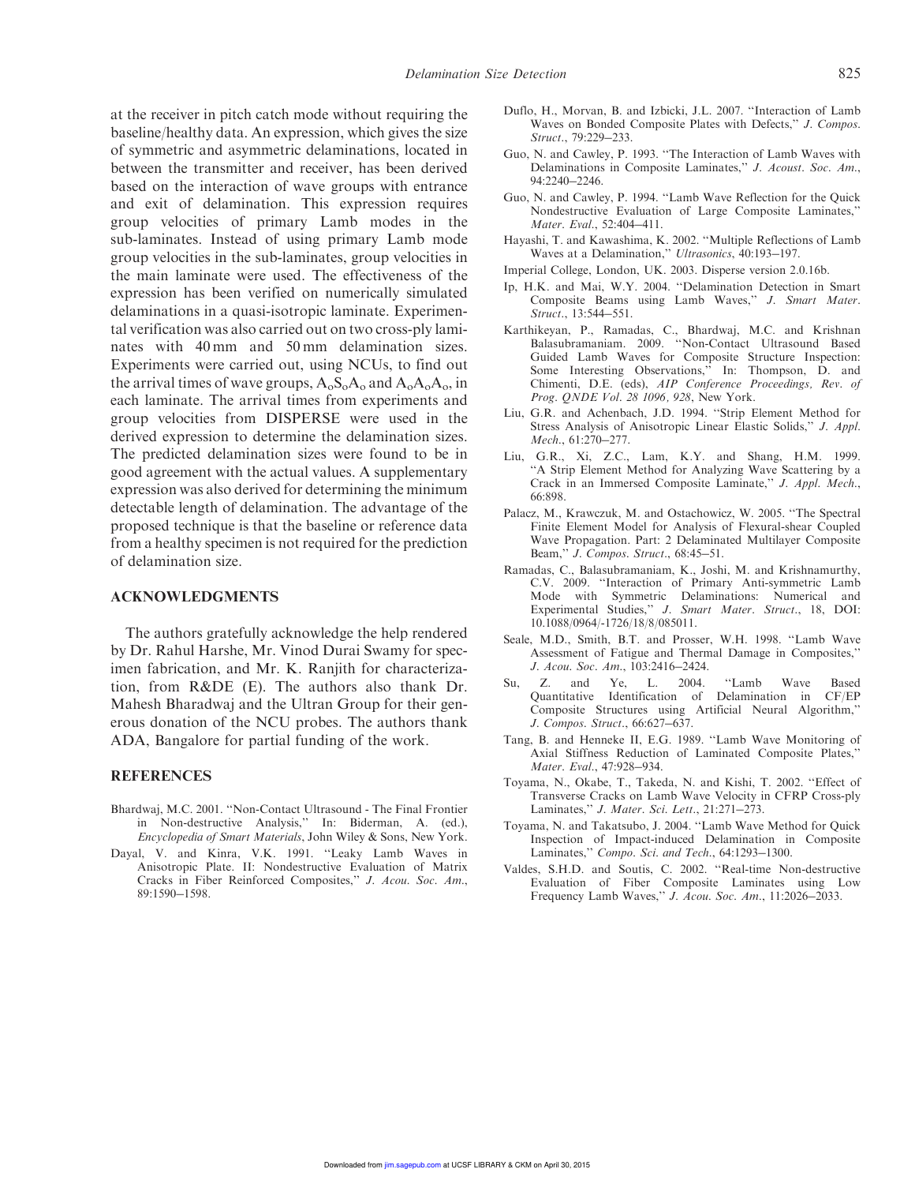at the receiver in pitch catch mode without requiring the baseline/healthy data. An expression, which gives the size of symmetric and asymmetric delaminations, located in between the transmitter and receiver, has been derived based on the interaction of wave groups with entrance and exit of delamination. This expression requires group velocities of primary Lamb modes in the sub-laminates. Instead of using primary Lamb mode group velocities in the sub-laminates, group velocities in the main laminate were used. The effectiveness of the expression has been verified on numerically simulated delaminations in a quasi-isotropic laminate. Experimental verification was also carried out on two cross-ply laminates with 40 mm and 50 mm delamination sizes. Experiments were carried out, using NCUs, to find out the arrival times of wave groups, $A_oS_oA_o$ and $A_oA_oA_o$, in each laminate. The arrival times from experiments and group velocities from DISPERSE were used in the derived expression to determine the delamination sizes. The predicted delamination sizes were found to be in good agreement with the actual values. A supplementary expression was also derived for determining the minimum detectable length of delamination. The advantage of the proposed technique is that the baseline or reference data from a healthy specimen is not required for the prediction of delamination size.

## ACKNOWLEDGMENTS

The authors gratefully acknowledge the help rendered by Dr. Rahul Harshe, Mr. Vinod Durai Swamy for specimen fabrication, and Mr. K. Ranjith for characterization, from R&DE (E). The authors also thank Dr. Mahesh Bharadwaj and the Ultran Group for their generous donation of the NCU probes. The authors thank ADA, Bangalore for partial funding of the work.

## REFERENCES

Bhardwaj, M.C. 2001. "Non-Contact Ultrasound - The Final Frontier in Non-destructive Analysis," In: Biderman, A. (ed.), *Encyclopedia of Smart Materials*, John Wiley & Sons, New York.

Dayal, V. and Kinra, V.K. 1991. "Leaky Lamb Waves in Anisotropic Plate. II: Nondestructive Evaluation of Matrix Cracks in Fiber Reinforced Composites," *J. Acou. Soc. Am.*, 89:1590–1598.

Duflo, H., Morvan, B. and Izbicki, J.L. 2007. "Interaction of Lamb Waves on Bonded Composite Plates with Defects," *J. Compos. Struct.*, 79:229–233.

Guo, N. and Cawley, P. 1993. "The Interaction of Lamb Waves with Delaminations in Composite Laminates," *J. Acoust. Soc. Am.*, 94:2240–2246.

Guo, N. and Cawley, P. 1994. "Lamb Wave Reflection for the Quick Nondestructive Evaluation of Large Composite Laminates," *Mater. Eval.*, 52:404–411.

Hayashi, T. and Kawashima, K. 2002. "Multiple Reflections of Lamb Waves at a Delamination," *Ultrasonics*, 40:193–197.

Imperial College, London, UK. 2003. Disperse version 2.0.16b.

Ip, H.K. and Mai, W.Y. 2004. "Delamination Detection in Smart Composite Beams using Lamb Waves," *J. Smart Mater. Struct.*, 13:544–551.

Karthikeyan, P., Ramadas, C., Bhardwaj, M.C. and Krishnan Balasubramaniam. 2009. "Non-Contact Ultrasound Based Guided Lamb Waves for Composite Structure Inspection: Some Interesting Observations," In: Thompson, D. and Chimenti, D.E. (eds), *AIP Conference Proceedings, Rev. of Prog. QNDE Vol. 28 1096, 928*, New York.

Liu, G.R. and Achenbach, J.D. 1994. "Strip Element Method for Stress Analysis of Anisotropic Linear Elastic Solids," *J. Appl. Mech.*, 61:270–277.

Liu, G.R., Xi, Z.C., Lam, K.Y. and Shang, H.M. 1999. "A Strip Element Method for Analyzing Wave Scattering by a Crack in an Immersed Composite Laminate," *J. Appl. Mech.*, 66:898.

Palacz, M., Krawczuk, M. and Ostachowicz, W. 2005. "The Spectral Finite Element Model for Analysis of Flexural-shear Coupled Wave Propagation. Part: 2 Delaminated Multilayer Composite Beam," *J. Compos. Struct.*, 68:45–51.

Ramadas, C., Balasubramaniam, K., Joshi, M. and Krishnamurthy, C.V. 2009. "Interaction of Primary Anti-symmetric Lamb Mode with Symmetric Delaminations: Numerical and Experimental Studies," *J. Smart Mater. Struct.*, 18, DOI: 10.1088/0964/-1726/18/8/085011.

Seale, M.D., Smith, B.T. and Prosser, W.H. 1998. "Lamb Wave Assessment of Fatigue and Thermal Damage in Composites," *J. Acou. Soc. Am.*, 103:2416–2424.

Su, Z. and Ye, L. 2004. "Lamb Wave Based Quantitative Identification of Delamination in CF/EP Composite Structures using Artificial Neural Algorithm," *J. Compos. Struct.*, 66:627–637.

Tang, B. and Henneke II, E.G. 1989. "Lamb Wave Monitoring of Axial Stiffness Reduction of Laminated Composite Plates," *Mater. Eval.*, 47:928–934.

Toyama, N., Okabe, T., Takeda, N. and Kishi, T. 2002. "Effect of Transverse Cracks on Lamb Wave Velocity in CFRP Cross-ply Laminates," *J. Mater. Sci. Lett.*, 21:271–273.

Toyama, N. and Takatsubo, J. 2004. "Lamb Wave Method for Quick Inspection of Impact-induced Delamination in Composite Laminates," *Compo. Sci. and Tech.*, 64:1293–1300.

Valdes, S.H.D. and Soutis, C. 2002. "Real-time Non-destructive Evaluation of Fiber Composite Laminates using Low Frequency Lamb Waves," *J. Acou. Soc. Am.*, 11:2026–2033.